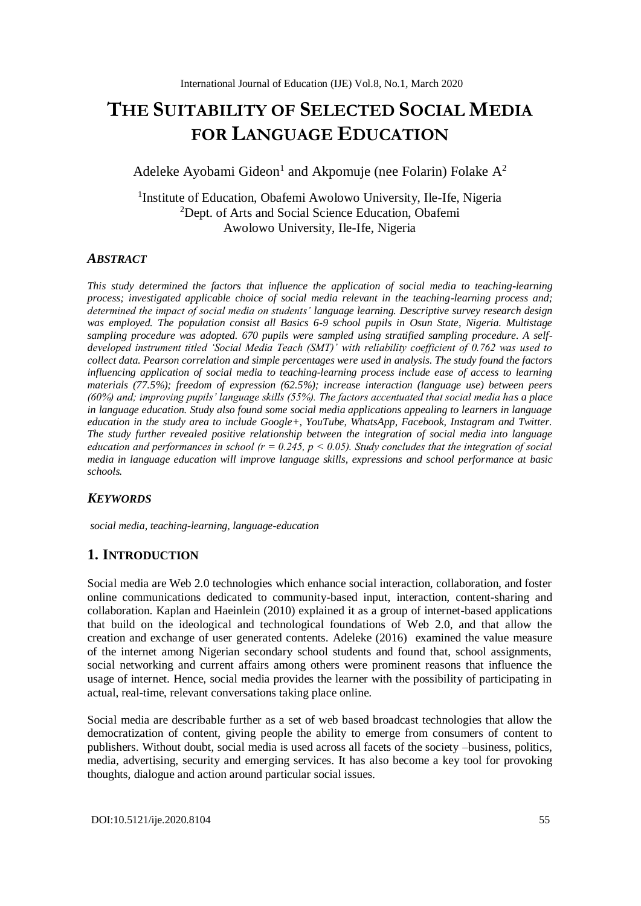# THE SUITABILITY OF SELECTED SOCIAL MEDIA FOR LANGUAGE EDUCATION

Adeleke Ayobami Gideon[1] and Akpomuje (nee Folarin) Folake A[2]

[1]Institute of Education, Obafemi Awolowo University, Ile-Ife, Nigeria
[2]Dept. of Arts and Social Science Education, Obafemi Awolowo University, Ile-Ife, Nigeria

## *ABSTRACT*

*This study determined the factors that influence the application of social media to teaching-learning process; investigated applicable choice of social media relevant in the teaching-learning process and; determined the impact of social media on students' language learning. Descriptive survey research design was employed. The population consist all Basics 6-9 school pupils in Osun State, Nigeria. Multistage sampling procedure was adopted. 670 pupils were sampled using stratified sampling procedure. A self-developed instrument titled 'Social Media Teach (SMT)' with reliability coefficient of 0.762 was used to collect data. Pearson correlation and simple percentages were used in analysis. The study found the factors influencing application of social media to teaching-learning process include ease of access to learning materials (77.5%); freedom of expression (62.5%); increase interaction (language use) between peers (60%) and; improving pupils' language skills (55%). The factors accentuated that social media has a place in language education. Study also found some social media applications appealing to learners in language education in the study area to include Google+, YouTube, WhatsApp, Facebook, Instagram and Twitter. The study further revealed positive relationship between the integration of social media into language education and performances in school ($r = 0.245$, $p < 0.05$). Study concludes that the integration of social media in language education will improve language skills, expressions and school performance at basic schools.*

## *KEYWORDS*

*social media, teaching-learning, language-education*

## 1. INTRODUCTION

Social media are Web 2.0 technologies which enhance social interaction, collaboration, and foster online communications dedicated to community-based input, interaction, content-sharing and collaboration. Kaplan and Haeinlein (2010) explained it as a group of internet-based applications that build on the ideological and technological foundations of Web 2.0, and that allow the creation and exchange of user generated contents. Adeleke (2016) examined the value measure of the internet among Nigerian secondary school students and found that, school assignments, social networking and current affairs among others were prominent reasons that influence the usage of internet. Hence, social media provides the learner with the possibility of participating in actual, real-time, relevant conversations taking place online.

Social media are describable further as a set of web based broadcast technologies that allow the democratization of content, giving people the ability to emerge from consumers of content to publishers. Without doubt, social media is used across all facets of the society –business, politics, media, advertising, security and emerging services. It has also become a key tool for provoking thoughts, dialogue and action around particular social issues.

DOI:10.5121/ije.2020.8104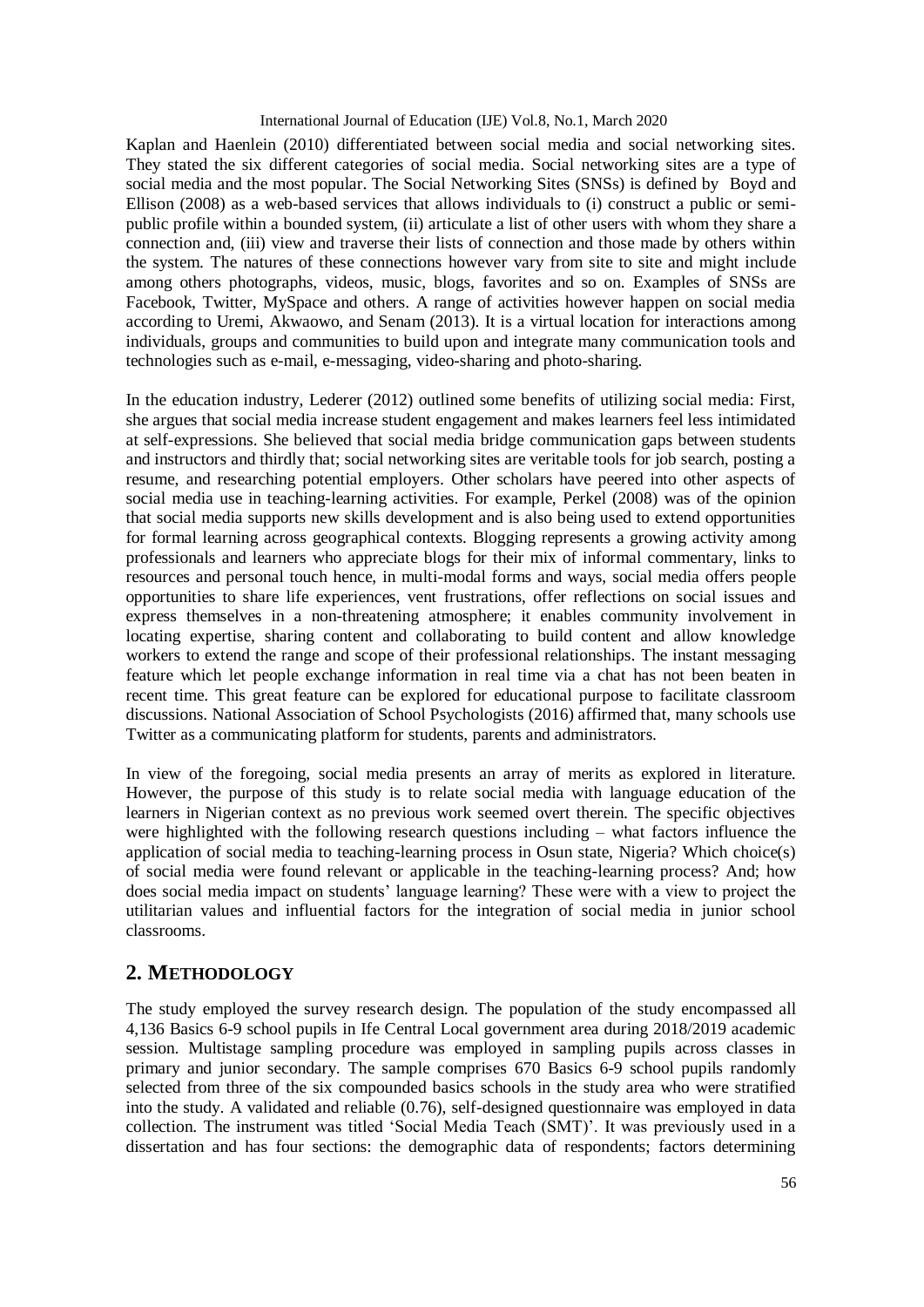Kaplan and Haenlein (2010) differentiated between social media and social networking sites. They stated the six different categories of social media. Social networking sites are a type of social media and the most popular. The Social Networking Sites (SNSs) is defined by Boyd and Ellison (2008) as a web-based services that allows individuals to (i) construct a public or semi-public profile within a bounded system, (ii) articulate a list of other users with whom they share a connection and, (iii) view and traverse their lists of connection and those made by others within the system. The natures of these connections however vary from site to site and might include among others photographs, videos, music, blogs, favorites and so on. Examples of SNSs are Facebook, Twitter, MySpace and others. A range of activities however happen on social media according to Uremi, Akwaowo, and Senam (2013). It is a virtual location for interactions among individuals, groups and communities to build upon and integrate many communication tools and technologies such as e-mail, e-messaging, video-sharing and photo-sharing.

In the education industry, Lederer (2012) outlined some benefits of utilizing social media: First, she argues that social media increase student engagement and makes learners feel less intimidated at self-expressions. She believed that social media bridge communication gaps between students and instructors and thirdly that; social networking sites are veritable tools for job search, posting a resume, and researching potential employers. Other scholars have peered into other aspects of social media use in teaching-learning activities. For example, Perkel (2008) was of the opinion that social media supports new skills development and is also being used to extend opportunities for formal learning across geographical contexts. Blogging represents a growing activity among professionals and learners who appreciate blogs for their mix of informal commentary, links to resources and personal touch hence, in multi-modal forms and ways, social media offers people opportunities to share life experiences, vent frustrations, offer reflections on social issues and express themselves in a non-threatening atmosphere; it enables community involvement in locating expertise, sharing content and collaborating to build content and allow knowledge workers to extend the range and scope of their professional relationships. The instant messaging feature which let people exchange information in real time via a chat has not been beaten in recent time. This great feature can be explored for educational purpose to facilitate classroom discussions. National Association of School Psychologists (2016) affirmed that, many schools use Twitter as a communicating platform for students, parents and administrators.

In view of the foregoing, social media presents an array of merits as explored in literature. However, the purpose of this study is to relate social media with language education of the learners in Nigerian context as no previous work seemed overt therein. The specific objectives were highlighted with the following research questions including – what factors influence the application of social media to teaching-learning process in Osun state, Nigeria? Which choice(s) of social media were found relevant or applicable in the teaching-learning process? And; how does social media impact on students' language learning? These were with a view to project the utilitarian values and influential factors for the integration of social media in junior school classrooms.

## 2. METHODOLOGY

The study employed the survey research design. The population of the study encompassed all 4,136 Basics 6-9 school pupils in Ife Central Local government area during 2018/2019 academic session. Multistage sampling procedure was employed in sampling pupils across classes in primary and junior secondary. The sample comprises 670 Basics 6-9 school pupils randomly selected from three of the six compounded basics schools in the study area who were stratified into the study. A validated and reliable (0.76), self-designed questionnaire was employed in data collection. The instrument was titled 'Social Media Teach (SMT)'. It was previously used in a dissertation and has four sections: the demographic data of respondents; factors determining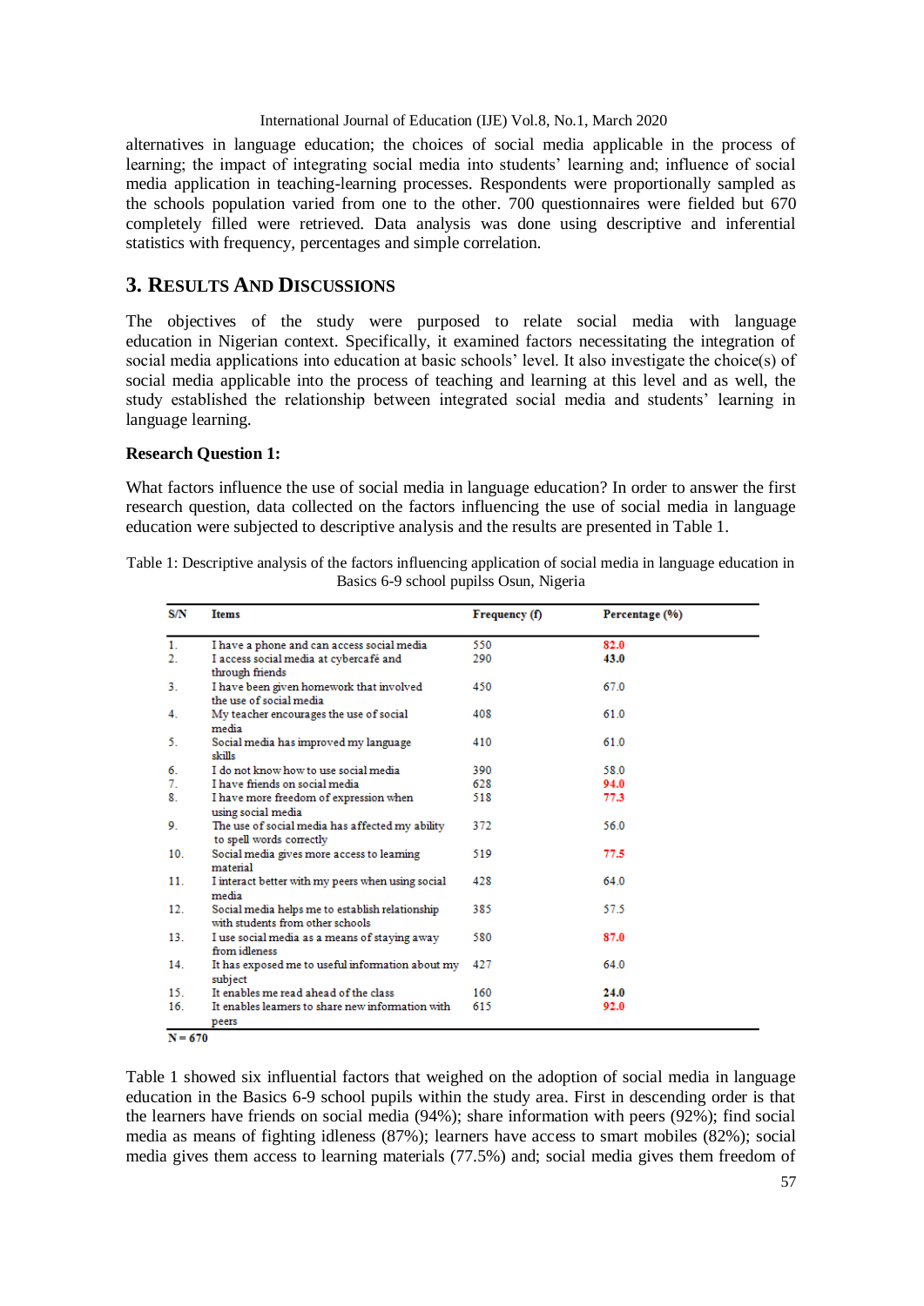alternatives in language education; the choices of social media applicable in the process of learning; the impact of integrating social media into students' learning and; influence of social media application in teaching-learning processes. Respondents were proportionally sampled as the schools population varied from one to the other. 700 questionnaires were fielded but 670 completely filled were retrieved. Data analysis was done using descriptive and inferential statistics with frequency, percentages and simple correlation.

## 3. Results And Discussions

The objectives of the study were purposed to relate social media with language education in Nigerian context. Specifically, it examined factors necessitating the integration of social media applications into education at basic schools' level. It also investigate the choice(s) of social media applicable into the process of teaching and learning at this level and as well, the study established the relationship between integrated social media and students' learning in language learning.

**Research Question 1:**

What factors influence the use of social media in language education? In order to answer the first research question, data collected on the factors influencing the use of social media in language education were subjected to descriptive analysis and the results are presented in Table 1.

Table 1: Descriptive analysis of the factors influencing application of social media in language education in Basics 6-9 school pupilss Osun, Nigeria

| S/N | Items | Frequency (f) | Percentage (%) |
|---|---|---|---|
| 1. | I have a phone and can access social media | 550 | **82.0** |
| 2. | I access social media at cybercafé and through friends | 290 | **43.0** |
| 3. | I have been given homework that involved the use of social media | 450 | 67.0 |
| 4. | My teacher encourages the use of social media | 408 | 61.0 |
| 5. | Social media has improved my language skills | 410 | 61.0 |
| 6. | I do not know how to use social media | 390 | 58.0 |
| 7. | I have friends on social media | 628 | **94.0** |
| 8. | I have more freedom of expression when using social media | 518 | **77.3** |
| 9. | The use of social media has affected my ability to spell words correctly | 372 | 56.0 |
| 10. | Social media gives more access to learning material | 519 | **77.5** |
| 11. | I interact better with my peers when using social media | 428 | 64.0 |
| 12. | Social media helps me to establish relationship with students from other schools | 385 | 57.5 |
| 13. | I use social media as a means of staying away from idleness | 580 | **87.0** |
| 14. | It has exposed me to useful information about my subject | 427 | 64.0 |
| 15. | It enables me read ahead of the class | 160 | **24.0** |
| 16. | It enables learners to share new information with peers | 615 | **92.0** |

**N = 670**

Table 1 showed six influential factors that weighed on the adoption of social media in language education in the Basics 6-9 school pupils within the study area. First in descending order is that the learners have friends on social media (94%); share information with peers (92%); find social media as means of fighting idleness (87%); learners have access to smart mobiles (82%); social media gives them access to learning materials (77.5%) and; social media gives them freedom of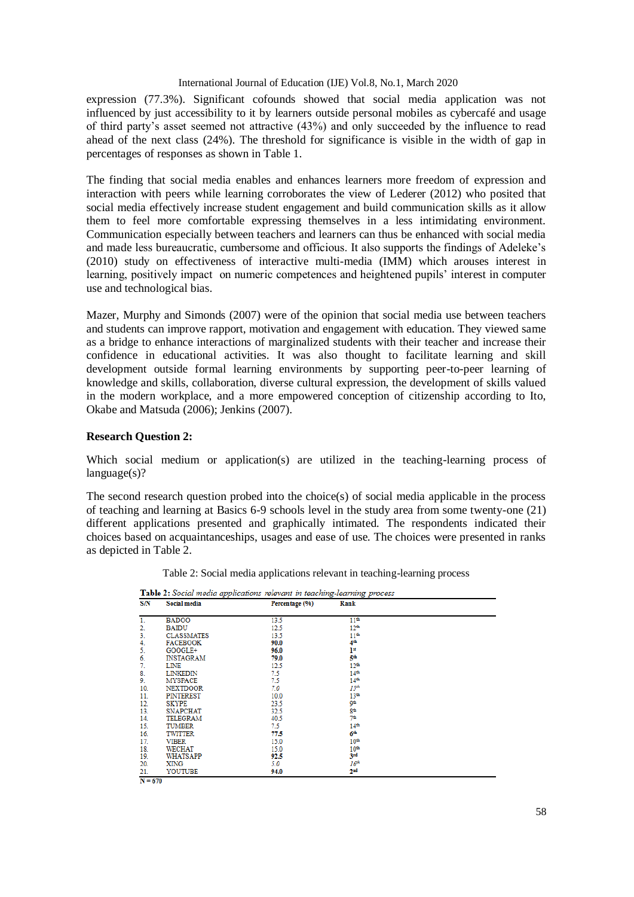expression (77.3%). Significant cofounds showed that social media application was not influenced by just accessibility to it by learners outside personal mobiles as cybercafé and usage of third party's asset seemed not attractive (43%) and only succeeded by the influence to read ahead of the next class (24%). The threshold for significance is visible in the width of gap in percentages of responses as shown in Table 1.

The finding that social media enables and enhances learners more freedom of expression and interaction with peers while learning corroborates the view of Lederer (2012) who posited that social media effectively increase student engagement and build communication skills as it allow them to feel more comfortable expressing themselves in a less intimidating environment. Communication especially between teachers and learners can thus be enhanced with social media and made less bureaucratic, cumbersome and officious. It also supports the findings of Adeleke's (2010) study on effectiveness of interactive multi-media (IMM) which arouses interest in learning, positively impact on numeric competences and heightened pupils' interest in computer use and technological bias.

Mazer, Murphy and Simonds (2007) were of the opinion that social media use between teachers and students can improve rapport, motivation and engagement with education. They viewed same as a bridge to enhance interactions of marginalized students with their teacher and increase their confidence in educational activities. It was also thought to facilitate learning and skill development outside formal learning environments by supporting peer-to-peer learning of knowledge and skills, collaboration, diverse cultural expression, the development of skills valued in the modern workplace, and a more empowered conception of citizenship according to Ito, Okabe and Matsuda (2006); Jenkins (2007).

**Research Question 2:**

Which social medium or application(s) are utilized in the teaching-learning process of language(s)?

The second research question probed into the choice(s) of social media applicable in the process of teaching and learning at Basics 6-9 schools level in the study area from some twenty-one (21) different applications presented and graphically intimated. The respondents indicated their choices based on acquaintanceships, usages and ease of use. The choices were presented in ranks as depicted in Table 2.

Table 2: Social media applications relevant in teaching-learning process

**Table 2:** *Social media applications relevant in teaching-learning process*

| S/N | Social media | Percentage (%) | Rank |
|---|---|---|---|
| 1. | BADOO | 13.5 | 11th |
| 2. | BAIDU | 12.5 | 12th |
| 3. | CLASSMATES | 13.5 | 11th |
| 4. | FACEBOOK | **90.0** | **4th** |
| 5. | GOOGLE+ | **96.0** | **1st** |
| 6. | INSTAGRAM | **79.0** | **5th** |
| 7. | LINE | 12.5 | 12th |
| 8. | LINKEDIN | 7.5 | 14th |
| 9. | MYSPACE | 7.5 | 14th |
| 10. | NEXTDOOR | *7.0* | *15th* |
| 11. | PINTEREST | 10.0 | 13th |
| 12. | SKYPE | 23.5 | 9th |
| 13. | SNAPCHAT | 32.5 | 8th |
| 14. | TELEGRAM | 40.5 | 7th |
| 15. | TUMBER | 7.5 | 14th |
| 16. | TWITTER | **77.5** | **6th** |
| 17. | VIBER | 15.0 | 10th |
| 18. | WECHAT | 15.0 | 10th |
| 19. | WHATSAPP | **92.5** | **3rd** |
| 20. | XING | *5.0* | *16th* |
| 21. | YOUTUBE | **94.0** | **2nd** |

N = 670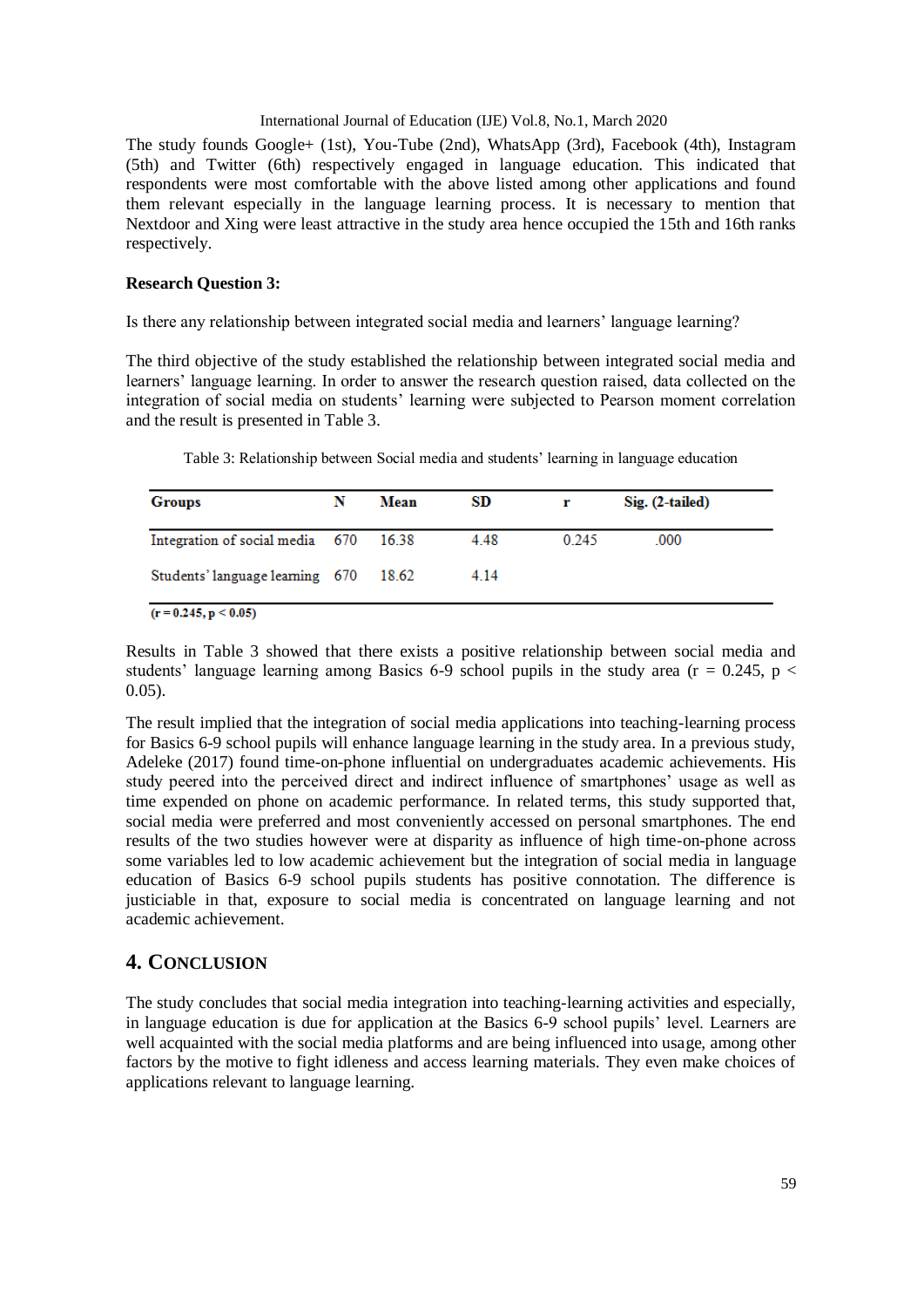The study founds Google+ (1st), You-Tube (2nd), WhatsApp (3rd), Facebook (4th), Instagram (5th) and Twitter (6th) respectively engaged in language education. This indicated that respondents were most comfortable with the above listed among other applications and found them relevant especially in the language learning process. It is necessary to mention that Nextdoor and Xing were least attractive in the study area hence occupied the 15th and 16th ranks respectively.

**Research Question 3:**

Is there any relationship between integrated social media and learners' language learning?

The third objective of the study established the relationship between integrated social media and learners' language learning. In order to answer the research question raised, data collected on the integration of social media on students' learning were subjected to Pearson moment correlation and the result is presented in Table 3.

Table 3: Relationship between Social media and students' learning in language education

| Groups | N | Mean | SD | r | Sig. (2-tailed) |
|---|---|---|---|---|---|
| Integration of social media | 670 | 16.38 | 4.48 | 0.245 | .000 |
| Students' language learning | 670 | 18.62 | 4.14 | | |

**($r = 0.245, p < 0.05$)**

Results in Table 3 showed that there exists a positive relationship between social media and students' language learning among Basics 6-9 school pupils in the study area ($r = 0.245$, $p < 0.05$).

The result implied that the integration of social media applications into teaching-learning process for Basics 6-9 school pupils will enhance language learning in the study area. In a previous study, Adeleke (2017) found time-on-phone influential on undergraduates academic achievements. His study peered into the perceived direct and indirect influence of smartphones' usage as well as time expended on phone on academic performance. In related terms, this study supported that, social media were preferred and most conveniently accessed on personal smartphones. The end results of the two studies however were at disparity as influence of high time-on-phone across some variables led to low academic achievement but the integration of social media in language education of Basics 6-9 school pupils students has positive connotation. The difference is justiciable in that, exposure to social media is concentrated on language learning and not academic achievement.

## 4. Conclusion

The study concludes that social media integration into teaching-learning activities and especially, in language education is due for application at the Basics 6-9 school pupils' level. Learners are well acquainted with the social media platforms and are being influenced into usage, among other factors by the motive to fight idleness and access learning materials. They even make choices of applications relevant to language learning.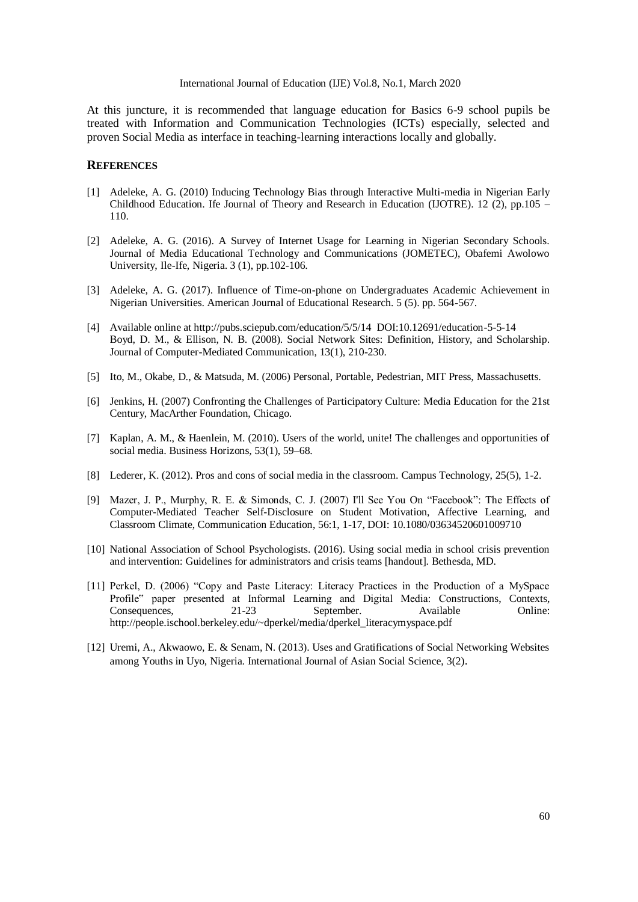At this juncture, it is recommended that language education for Basics 6-9 school pupils be treated with Information and Communication Technologies (ICTs) especially, selected and proven Social Media as interface in teaching-learning interactions locally and globally.

## REFERENCES

[1] Adeleke, A. G. (2010) Inducing Technology Bias through Interactive Multi-media in Nigerian Early Childhood Education. Ife Journal of Theory and Research in Education (IJOTRE). 12 (2), pp.105 – 110.

[2] Adeleke, A. G. (2016). A Survey of Internet Usage for Learning in Nigerian Secondary Schools. Journal of Media Educational Technology and Communications (JOMETEC), Obafemi Awolowo University, Ile-Ife, Nigeria. 3 (1), pp.102-106.

[3] Adeleke, A. G. (2017). Influence of Time-on-phone on Undergraduates Academic Achievement in Nigerian Universities. American Journal of Educational Research. 5 (5). pp. 564-567.

[4] Available online at http://pubs.sciepub.com/education/5/5/14 DOI:10.12691/education-5-5-14 Boyd, D. M., & Ellison, N. B. (2008). Social Network Sites: Definition, History, and Scholarship. Journal of Computer-Mediated Communication, 13(1), 210-230.

[5] Ito, M., Okabe, D., & Matsuda, M. (2006) Personal, Portable, Pedestrian, MIT Press, Massachusetts.

[6] Jenkins, H. (2007) Confronting the Challenges of Participatory Culture: Media Education for the 21st Century, MacArther Foundation, Chicago.

[7] Kaplan, A. M., & Haenlein, M. (2010). Users of the world, unite! The challenges and opportunities of social media. Business Horizons, 53(1), 59–68.

[8] Lederer, K. (2012). Pros and cons of social media in the classroom. Campus Technology, 25(5), 1-2.

[9] Mazer, J. P., Murphy, R. E. & Simonds, C. J. (2007) I'll See You On "Facebook": The Effects of Computer-Mediated Teacher Self-Disclosure on Student Motivation, Affective Learning, and Classroom Climate, Communication Education, 56:1, 1-17, DOI: 10.1080/03634520601009710

[10] National Association of School Psychologists. (2016). Using social media in school crisis prevention and intervention: Guidelines for administrators and crisis teams [handout]. Bethesda, MD.

[11] Perkel, D. (2006) "Copy and Paste Literacy: Literacy Practices in the Production of a MySpace Profile" paper presented at Informal Learning and Digital Media: Constructions, Contexts, Consequences, 21-23 September. Available Online: http://people.ischool.berkeley.edu/~dperkel/media/dperkel_literacymyspace.pdf

[12] Uremi, A., Akwaowo, E. & Senam, N. (2013). Uses and Gratifications of Social Networking Websites among Youths in Uyo, Nigeria. International Journal of Asian Social Science, 3(2).